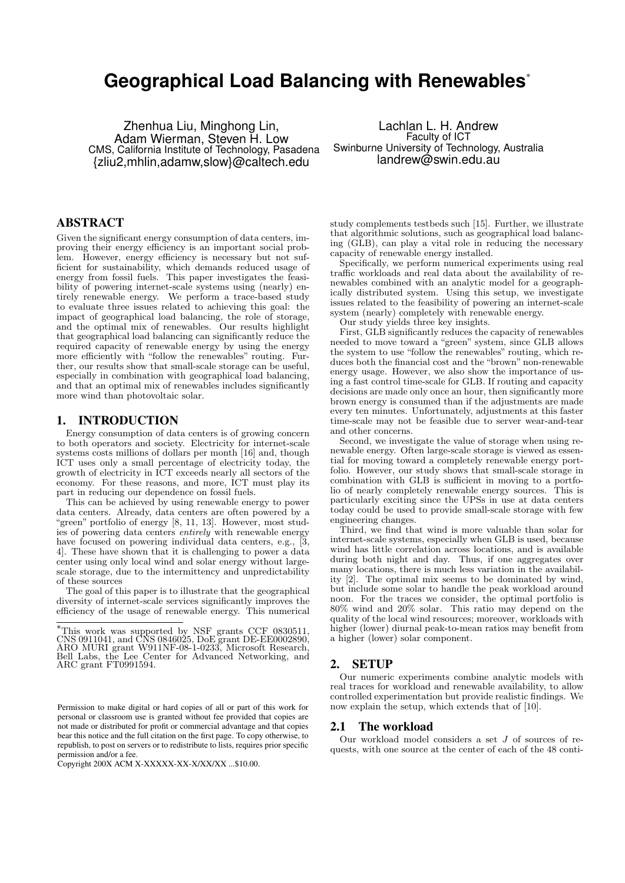# Geographical Load Balancing with Renewables*

Zhenhua Liu, Minghong Lin, Adam Wierman, Steven H. Low
CMS, California Institute of Technology, Pasadena
{zliu2,mhlin,adamw,slow}@caltech.edu

Lachlan L. H. Andrew
Faculty of ICT
Swinburne University of Technology, Australia
landrew@swin.edu.au

## ABSTRACT

Given the significant energy consumption of data centers, improving their energy efficiency is an important social problem. However, energy efficiency is necessary but not sufficient for sustainability, which demands reduced usage of energy from fossil fuels. This paper investigates the feasibility of powering internet-scale systems using (nearly) entirely renewable energy. We perform a trace-based study to evaluate three issues related to achieving this goal: the impact of geographical load balancing, the role of storage, and the optimal mix of renewables. Our results highlight that geographical load balancing can significantly reduce the required capacity of renewable energy by using the energy more efficiently with "follow the renewables" routing. Further, our results show that small-scale storage can be useful, especially in combination with geographical load balancing, and that an optimal mix of renewables includes significantly more wind than photovoltaic solar.

## 1. INTRODUCTION

Energy consumption of data centers is of growing concern to both operators and society. Electricity for internet-scale systems costs millions of dollars per month [16] and, though ICT uses only a small percentage of electricity today, the growth of electricity in ICT exceeds nearly all sectors of the economy. For these reasons, and more, ICT must play its part in reducing our dependence on fossil fuels.

This can be achieved by using renewable energy to power data centers. Already, data centers are often powered by a "green" portfolio of energy [8, 11, 13]. However, most studies of powering data centers *entirely* with renewable energy have focused on powering individual data centers, e.g., [3, 4]. These have shown that it is challenging to power a data center using only local wind and solar energy without large-scale storage, due to the intermittency and unpredictability of these sources

The goal of this paper is to illustrate that the geographical diversity of internet-scale services significantly improves the efficiency of the usage of renewable energy. This numerical study complements testbeds such [15]. Further, we illustrate that algorithmic solutions, such as geographical load balancing (GLB), can play a vital role in reducing the necessary capacity of renewable energy installed.

Specifically, we perform numerical experiments using real traffic workloads and real data about the availability of renewables combined with an analytic model for a geographically distributed system. Using this setup, we investigate issues related to the feasibility of powering an internet-scale system (nearly) completely with renewable energy.

Our study yields three key insights.

First, GLB significantly reduces the capacity of renewables needed to move toward a "green" system, since GLB allows the system to use "follow the renewables" routing, which reduces both the financial cost and the "brown" non-renewable energy usage. However, we also show the importance of using a fast control time-scale for GLB. If routing and capacity decisions are made only once an hour, then significantly more brown energy is consumed than if the adjustments are made every ten minutes. Unfortunately, adjustments at this faster time-scale may not be feasible due to server wear-and-tear and other concerns.

Second, we investigate the value of storage when using renewable energy. Often large-scale storage is viewed as essential for moving toward a completely renewable energy portfolio. However, our study shows that small-scale storage in combination with GLB is sufficient in moving to a portfolio of nearly completely renewable energy sources. This is particularly exciting since the UPSs in use at data centers today could be used to provide small-scale storage with few engineering changes.

Third, we find that wind is more valuable than solar for internet-scale systems, especially when GLB is used, because wind has little correlation across locations, and is available during both night and day. Thus, if one aggregates over many locations, there is much less variation in the availability [2]. The optimal mix seems to be dominated by wind, but include some solar to handle the peak workload around noon. For the traces we consider, the optimal portfolio is 80% wind and 20% solar. This ratio may depend on the quality of the local wind resources; moreover, workloads with higher (lower) diurnal peak-to-mean ratios may benefit from a higher (lower) solar component.

## 2. SETUP

Our numeric experiments combine analytic models with real traces for workload and renewable availability, to allow controlled experimentation but provide realistic findings. We now explain the setup, which extends that of [10].

### 2.1 The workload

Our workload model considers a set $J$ of sources of requests, with one source at the center of each of the 48 conti-

*This work was supported by NSF grants CCF 0830511, CNS 0911041, and CNS 0846025, DoE grant DE-EE0002890, ARO MURI grant W911NF-08-1-0233, Microsoft Research, Bell Labs, the Lee Center for Advanced Networking, and ARC grant FT0991594.

Permission to make digital or hard copies of all or part of this work for personal or classroom use is granted without fee provided that copies are not made or distributed for profit or commercial advantage and that copies bear this notice and the full citation on the first page. To copy otherwise, to republish, to post on servers or to redistribute to lists, requires prior specific permission and/or a fee.
Copyright 200X ACM X-XXXXX-XX-X/XX/XX ...$10.00.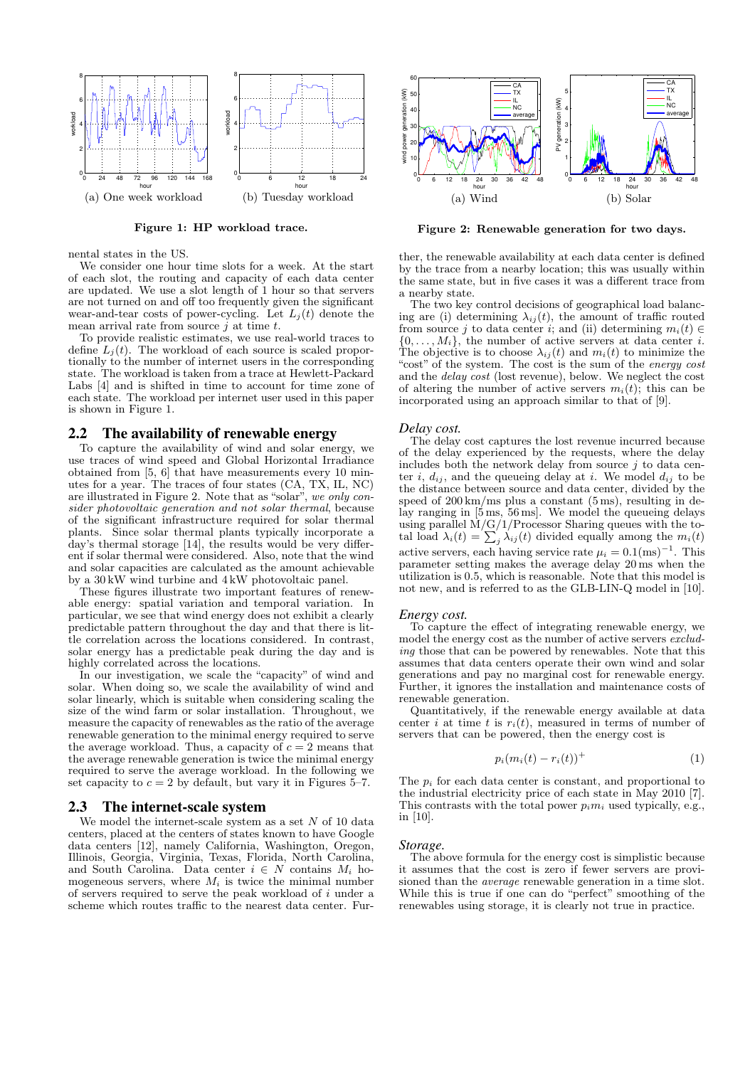(a) One week workload (b) Tuesday workload

**Figure 1: HP workload trace.**

(a) Wind (b) Solar

**Figure 2: Renewable generation for two days.**

nental states in the US.

We consider one hour time slots for a week. At the start of each slot, the routing and capacity of each data center are updated. We use a slot length of 1 hour so that servers are not turned on and off too frequently given the significant wear-and-tear costs of power-cycling. Let $L_j(t)$ denote the mean arrival rate from source $j$ at time $t$.

To provide realistic estimates, we use real-world traces to define $L_j(t)$. The workload of each source is scaled proportionally to the number of internet users in the corresponding state. The workload is taken from a trace at Hewlett-Packard Labs [4] and is shifted in time to account for time zone of each state. The workload per internet user used in this paper is shown in Figure 1.

## 2.2 The availability of renewable energy

To capture the availability of wind and solar energy, we use traces of wind speed and Global Horizontal Irradiance obtained from [5, 6] that have measurements every 10 minutes for a year. The traces of four states (CA, TX, IL, NC) are illustrated in Figure 2. Note that as "solar", *we only consider photovoltaic generation and not solar thermal*, because of the significant infrastructure required for solar thermal plants. Since solar thermal plants typically incorporate a day's thermal storage [14], the results would be very different if solar thermal were considered. Also, note that the wind and solar capacities are calculated as the amount achievable by a 30 kW wind turbine and 4 kW photovoltaic panel.

These figures illustrate two important features of renewable energy: spatial variation and temporal variation. In particular, we see that wind energy does not exhibit a clearly predictable pattern throughout the day and that there is little correlation across the locations considered. In contrast, solar energy has a predictable peak during the day and is highly correlated across the locations.

In our investigation, we scale the "capacity" of wind and solar. When doing so, we scale the availability of wind and solar linearly, which is suitable when considering scaling the size of the wind farm or solar installation. Throughout, we measure the capacity of renewables as the ratio of the average renewable generation to the minimal energy required to serve the average workload. Thus, a capacity of $c = 2$ means that the average renewable generation is twice the minimal energy required to serve the average workload. In the following we set capacity to $c = 2$ by default, but vary it in Figures 5–7.

## 2.3 The internet-scale system

We model the internet-scale system as a set $N$ of 10 data centers, placed at the centers of states known to have Google data centers [12], namely California, Washington, Oregon, Illinois, Georgia, Virginia, Texas, Florida, North Carolina, and South Carolina. Data center $i \in N$ contains $M_i$ homogeneous servers, where $M_i$ is twice the minimal number of servers required to serve the peak workload of $i$ under a scheme which routes traffic to the nearest data center. Further, the renewable availability at each data center is defined by the trace from a nearby location; this was usually within the same state, but in five cases it was a different trace from a nearby state.

The two key control decisions of geographical load balancing are (i) determining $\lambda_{ij}(t)$, the amount of traffic routed from source $j$ to data center $i$; and (ii) determining $m_i(t) \in \{0, \dots, M_i\}$, the number of active servers at data center $i$. The objective is to choose $\lambda_{ij}(t)$ and $m_i(t)$ to minimize the "cost" of the system. The cost is the sum of the *energy cost* and the *delay cost* (lost revenue), below. We neglect the cost of altering the number of active servers $m_i(t)$; this can be incorporated using an approach similar to that of [9].

### *Delay cost.*

The delay cost captures the lost revenue incurred because of the delay experienced by the requests, where the delay includes both the network delay from source $j$ to data center $i$, $d_{ij}$, and the queueing delay at $i$. We model $d_{ij}$ to be the distance between source and data center, divided by the speed of 200 km/ms plus a constant (5 ms), resulting in delay ranging in [5 ms, 56 ms]. We model the queueing delays using parallel M/G/1/Processor Sharing queues with the total load $\lambda_i(t) = \sum_j \lambda_{ij}(t)$ divided equally among the $m_i(t)$ active servers, each having service rate $\mu_i = 0.1(\text{ms})^{-1}$. This parameter setting makes the average delay 20 ms when the utilization is 0.5, which is reasonable. Note that this model is not new, and is referred to as the GLB-LIN-Q model in [10].

### *Energy cost.*

To capture the effect of integrating renewable energy, we model the energy cost as the number of active servers *excluding* those that can be powered by renewables. Note that this assumes that data centers operate their own wind and solar generations and pay no marginal cost for renewable energy. Further, it ignores the installation and maintenance costs of renewable generation.

Quantitatively, if the renewable energy available at data center $i$ at time $t$ is $r_i(t)$, measured in terms of number of servers that can be powered, then the energy cost is

$$p_i(m_i(t) - r_i(t))^+ \tag{1}$$

The $p_i$ for each data center is constant, and proportional to the industrial electricity price of each state in May 2010 [7]. This contrasts with the total power $p_i m_i$ used typically, e.g., in [10].

### *Storage.*

The above formula for the energy cost is simplistic because it assumes that the cost is zero if fewer servers are provisioned than the *average* renewable generation in a time slot. While this is true if one can do "perfect" smoothing of the renewables using storage, it is clearly not true in practice.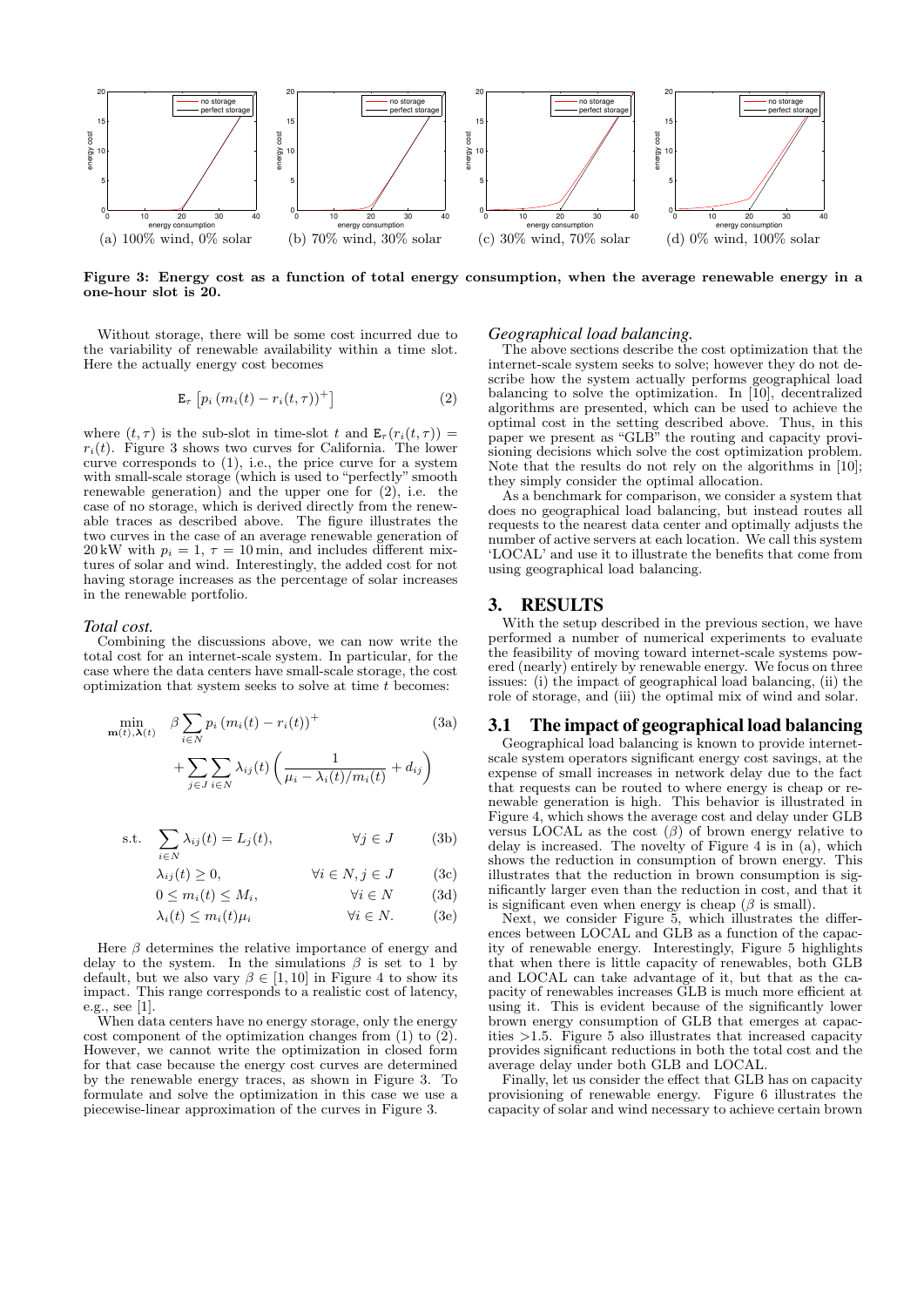(a) 100% wind, 0% solar

(b) 70% wind, 30% solar

(c) 30% wind, 70% solar

(d) 0% wind, 100% solar

**Figure 3: Energy cost as a function of total energy consumption, when the average renewable energy in a one-hour slot is 20.**

Without storage, there will be some cost incurred due to the variability of renewable availability within a time slot. Here the actually energy cost becomes

$$\mathrm{E}_\tau\left[p_i\left(m_i(t) - r_i(t,\tau)\right)^+\right] \tag{2}$$

where $(t, \tau)$ is the sub-slot in time-slot $t$ and $\mathrm{E}_\tau(r_i(t,\tau)) = r_i(t)$. Figure 3 shows two curves for California. The lower curve corresponds to (1), i.e., the price curve for a system with small-scale storage (which is used to "perfectly" smooth renewable generation) and the upper one for (2), i.e. the case of no storage, which is derived directly from the renewable traces as described above. The figure illustrates the two curves in the case of an average renewable generation of 20 kW with $p_i = 1$, $\tau = 10$ min, and includes different mixtures of solar and wind. Interestingly, the added cost for not having storage increases as the percentage of solar increases in the renewable portfolio.

*Total cost.*

Combining the discussions above, we can now write the total cost for an internet-scale system. In particular, for the case where the data centers have small-scale storage, the cost optimization that system seeks to solve at time $t$ becomes:

$$\min_{\mathbf{m}(t),\boldsymbol{\lambda}(t)} \quad \beta \sum_{i\in N} p_i\left(m_i(t) - r_i(t)\right)^+ \tag{3a}$$

$$+ \sum_{j\in J}\sum_{i\in N} \lambda_{ij}(t)\left(\frac{1}{\mu_i - \lambda_i(t)/m_i(t)} + d_{ij}\right)$$

$$\text{s.t.} \quad \sum_{i\in N} \lambda_{ij}(t) = L_j(t), \qquad \forall j \in J \tag{3b}$$

$$\lambda_{ij}(t) \geq 0, \qquad \forall i \in N, j \in J \tag{3c}$$

$$0 \leq m_i(t) \leq M_i, \qquad \forall i \in N \tag{3d}$$

$$\lambda_i(t) \leq m_i(t)\mu_i \qquad \forall i \in N. \tag{3e}$$

Here $\beta$ determines the relative importance of energy and delay to the system. In the simulations $\beta$ is set to 1 by default, but we also vary $\beta \in [1, 10]$ in Figure 4 to show its impact. This range corresponds to a realistic cost of latency, e.g., see [1].

When data centers have no energy storage, only the energy cost component of the optimization changes from (1) to (2). However, we cannot write the optimization in closed form for that case because the energy cost curves are determined by the renewable energy traces, as shown in Figure 3. To formulate and solve the optimization in this case we use a piecewise-linear approximation of the curves in Figure 3.

*Geographical load balancing.*

The above sections describe the cost optimization that the internet-scale system seeks to solve; however they do not describe how the system actually performs geographical load balancing to solve the optimization. In [10], decentralized algorithms are presented, which can be used to achieve the optimal cost in the setting described above. Thus, in this paper we present as "GLB" the routing and capacity provisioning decisions which solve the cost optimization problem. Note that the results do not rely on the algorithms in [10]; they simply consider the optimal allocation.

As a benchmark for comparison, we consider a system that does no geographical load balancing, but instead routes all requests to the nearest data center and optimally adjusts the number of active servers at each location. We call this system 'LOCAL' and use it to illustrate the benefits that come from using geographical load balancing.

## 3. RESULTS

With the setup described in the previous section, we have performed a number of numerical experiments to evaluate the feasibility of moving toward internet-scale systems powered (nearly) entirely by renewable energy. We focus on three issues: (i) the impact of geographical load balancing, (ii) the role of storage, and (iii) the optimal mix of wind and solar.

### 3.1 The impact of geographical load balancing

Geographical load balancing is known to provide internet-scale system operators significant energy cost savings, at the expense of small increases in network delay due to the fact that requests can be routed to where energy is cheap or renewable generation is high. This behavior is illustrated in Figure 4, which shows the average cost and delay under GLB versus LOCAL as the cost ($\beta$) of brown energy relative to delay is increased. The novelty of Figure 4 is in (a), which shows the reduction in consumption of brown energy. This illustrates that the reduction in brown consumption is significantly larger even than the reduction in cost, and that it is significant even when energy is cheap ($\beta$ is small).

Next, we consider Figure 5, which illustrates the differences between LOCAL and GLB as a function of the capacity of renewable energy. Interestingly, Figure 5 highlights that when there is little capacity of renewables, both GLB and LOCAL can take advantage of it, but that as the capacity of renewables increases GLB is much more efficient at using it. This is evident because of the significantly lower brown energy consumption of GLB that emerges at capacities >1.5. Figure 5 also illustrates that increased capacity provides significant reductions in both the total cost and the average delay under both GLB and LOCAL.

Finally, let us consider the effect that GLB has on capacity provisioning of renewable energy. Figure 6 illustrates the capacity of solar and wind necessary to achieve certain brown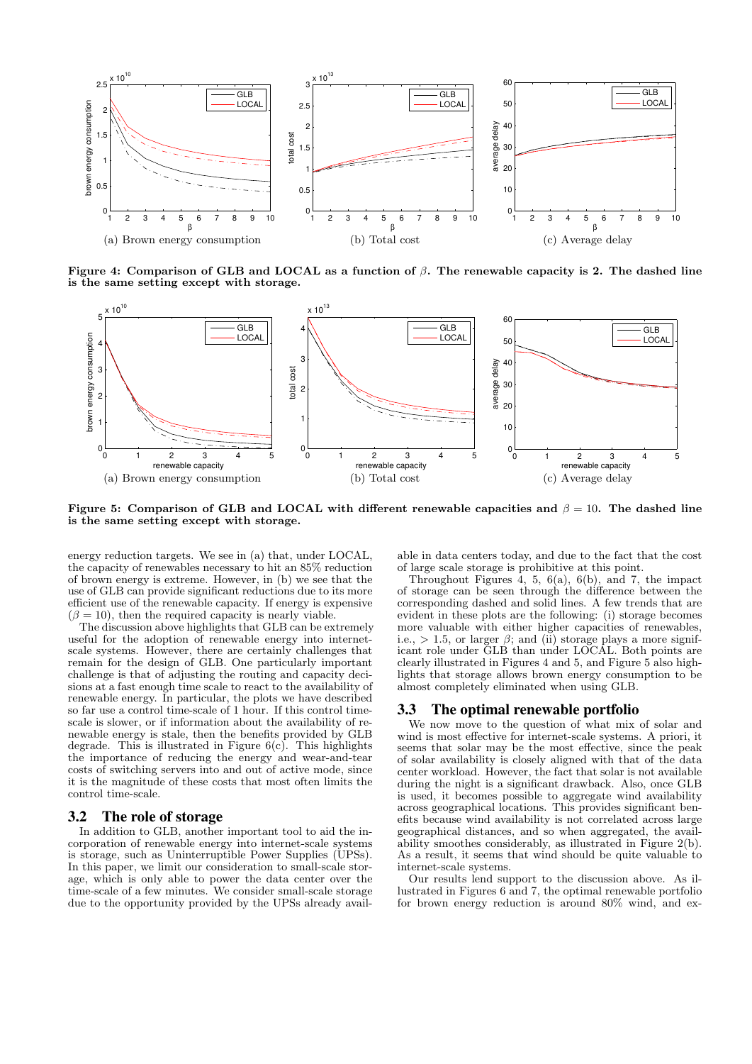Figure 4: Comparison of GLB and LOCAL as a function of $\beta$. The renewable capacity is 2. The dashed line is the same setting except with storage.

(a) Brown energy consumption (b) Total cost (c) Average delay

Figure 5: Comparison of GLB and LOCAL with different renewable capacities and $\beta = 10$. The dashed line is the same setting except with storage.

(a) Brown energy consumption (b) Total cost (c) Average delay

energy reduction targets. We see in (a) that, under LOCAL, the capacity of renewables necessary to hit an 85% reduction of brown energy is extreme. However, in (b) we see that the use of GLB can provide significant reductions due to its more efficient use of the renewable capacity. If energy is expensive ($\beta = 10$), then the required capacity is nearly viable.

The discussion above highlights that GLB can be extremely useful for the adoption of renewable energy into internet-scale systems. However, there are certainly challenges that remain for the design of GLB. One particularly important challenge is that of adjusting the routing and capacity decisions at a fast enough time scale to react to the availability of renewable energy. In particular, the plots we have described so far use a control time-scale of 1 hour. If this control time-scale is slower, or if information about the availability of renewable energy is stale, then the benefits provided by GLB degrade. This is illustrated in Figure 6(c). This highlights the importance of reducing the energy and wear-and-tear costs of switching servers into and out of active mode, since it is the magnitude of these costs that most often limits the control time-scale.

## 3.2 The role of storage

In addition to GLB, another important tool to aid the incorporation of renewable energy into internet-scale systems is storage, such as Uninterruptible Power Supplies (UPSs). In this paper, we limit our consideration to small-scale storage, which is only able to power the data center over the time-scale of a few minutes. We consider small-scale storage due to the opportunity provided by the UPSs already available in data centers today, and due to the fact that the cost of large scale storage is prohibitive at this point.

Throughout Figures 4, 5, 6(a), 6(b), and 7, the impact of storage can be seen through the difference between the corresponding dashed and solid lines. A few trends that are evident in these plots are the following: (i) storage becomes more valuable with either higher capacities of renewables, i.e., > 1.5, or larger $\beta$; and (ii) storage plays a more significant role under GLB than under LOCAL. Both points are clearly illustrated in Figures 4 and 5, and Figure 5 also highlights that storage allows brown energy consumption to be almost completely eliminated when using GLB.

## 3.3 The optimal renewable portfolio

We now move to the question of what mix of solar and wind is most effective for internet-scale systems. A priori, it seems that solar may be the most effective, since the peak of solar availability is closely aligned with that of the data center workload. However, the fact that solar is not available during the night is a significant drawback. Also, once GLB is used, it becomes possible to aggregate wind availability across geographical locations. This provides significant benefits because wind availability is not correlated across large geographical distances, and so when aggregated, the availability smoothes considerably, as illustrated in Figure 2(b). As a result, it seems that wind should be quite valuable to internet-scale systems.

Our results lend support to the discussion above. As illustrated in Figures 6 and 7, the optimal renewable portfolio for brown energy reduction is around 80% wind, and ex-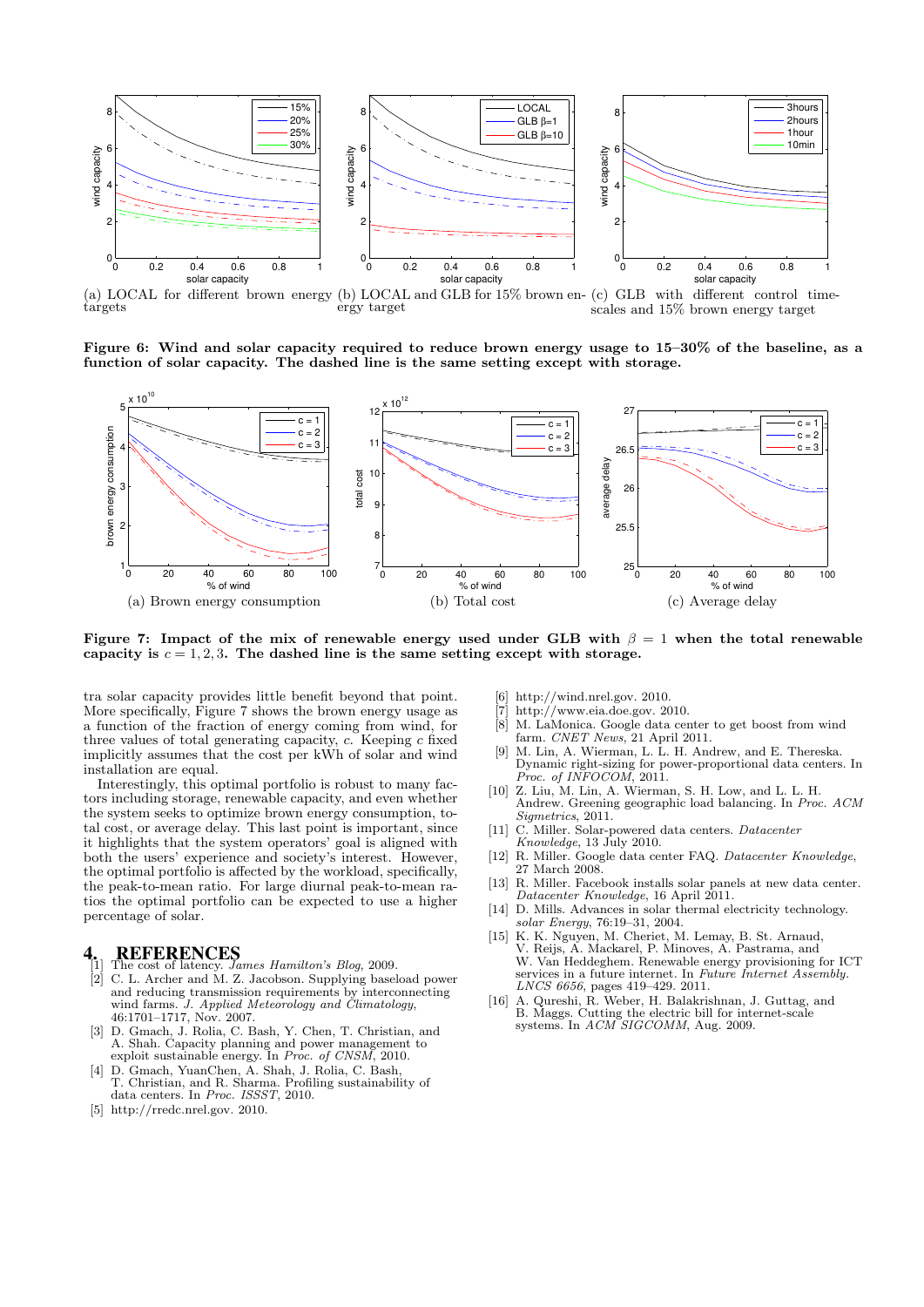8
6
4
2
0
wind capacity
0 0.2 0.4 0.6 0.8 1
solar capacity
15%
20%
25%
30%

(a) LOCAL for different brown energy targets

8
6
4
2
0
wind capacity
0 0.2 0.4 0.6 0.8 1
solar capacity
LOCAL
GLB β=1
GLB β=10

(b) LOCAL and GLB for 15% brown energy target

8
6
4
2
0
wind capacity
0 0.2 0.4 0.6 0.8 1
solar capacity
3hours
2hours
1hour
10min

(c) GLB with different control timescales and 15% brown energy target

**Figure 6: Wind and solar capacity required to reduce brown energy usage to 15–30% of the baseline, as a function of solar capacity. The dashed line is the same setting except with storage.**

x 10^10
5
4
3
2
1
brown energy consumption
0 20 40 60 80 100
% of wind
c = 1
c = 2
c = 3

(a) Brown energy consumption

x 10^12
12
11
10
9
8
7
total cost
0 20 40 60 80 100
% of wind
c = 1
c = 2
c = 3

(b) Total cost

27
26.5
26
25.5
25
average delay
0 20 40 60 80 100
% of wind
c = 1
c = 2
c = 3

(c) Average delay

**Figure 7: Impact of the mix of renewable energy used under GLB with $\beta = 1$ when the total renewable capacity is $c = 1, 2, 3$. The dashed line is the same setting except with storage.**

tra solar capacity provides little benefit beyond that point. More specifically, Figure 7 shows the brown energy usage as a function of the fraction of energy coming from wind, for three values of total generating capacity, $c$. Keeping $c$ fixed implicitly assumes that the cost per kWh of solar and wind installation are equal.

Interestingly, this optimal portfolio is robust to many factors including storage, renewable capacity, and even whether the system seeks to optimize brown energy consumption, total cost, or average delay. This last point is important, since it highlights that the system operators' goal is aligned with both the users' experience and society's interest. However, the optimal portfolio is affected by the workload, specifically, the peak-to-mean ratio. For large diurnal peak-to-mean ratios the optimal portfolio can be expected to use a higher percentage of solar.

# 4. REFERENCES

[1] The cost of latency. *James Hamilton's Blog*, 2009.

[2] C. L. Archer and M. Z. Jacobson. Supplying baseload power and reducing transmission requirements by interconnecting wind farms. *J. Applied Meteorology and Climatology*, 46:1701–1717, Nov. 2007.

[3] D. Gmach, J. Rolia, C. Bash, Y. Chen, T. Christian, and A. Shah. Capacity planning and power management to exploit sustainable energy. In *Proc. of CNSM*, 2010.

[4] D. Gmach, YuanChen, A. Shah, J. Rolia, C. Bash, T. Christian, and R. Sharma. Profiling sustainability of data centers. In *Proc. ISSST*, 2010.

[5] http://rredc.nrel.gov. 2010.

[6] http://wind.nrel.gov. 2010.

[7] http://www.eia.doe.gov. 2010.

[8] M. LaMonica. Google data center to get boost from wind farm. *CNET News*, 21 April 2011.

[9] M. Lin, A. Wierman, L. L. H. Andrew, and E. Thereska. Dynamic right-sizing for power-proportional data centers. In *Proc. of INFOCOM*, 2011.

[10] Z. Liu, M. Lin, A. Wierman, S. H. Low, and L. L. H. Andrew. Greening geographic load balancing. In *Proc. ACM Sigmetrics*, 2011.

[11] C. Miller. Solar-powered data centers. *Datacenter Knowledge*, 13 July 2010.

[12] R. Miller. Google data center FAQ. *Datacenter Knowledge*, 27 March 2008.

[13] R. Miller. Facebook installs solar panels at new data center. *Datacenter Knowledge*, 16 April 2011.

[14] D. Mills. Advances in solar thermal electricity technology. *solar Energy*, 76:19–31, 2004.

[15] K. K. Nguyen, M. Cheriet, M. Lemay, B. St. Arnaud, V. Reijs, A. Mackarel, P. Minoves, A. Pastrama, and W. Van Heddeghem. Renewable energy provisioning for ICT services in a future internet. In *Future Internet Assembly. LNCS 6656*, pages 419–429. 2011.

[16] A. Qureshi, R. Weber, H. Balakrishnan, J. Guttag, and B. Maggs. Cutting the electric bill for internet-scale systems. In *ACM SIGCOMM*, Aug. 2009.